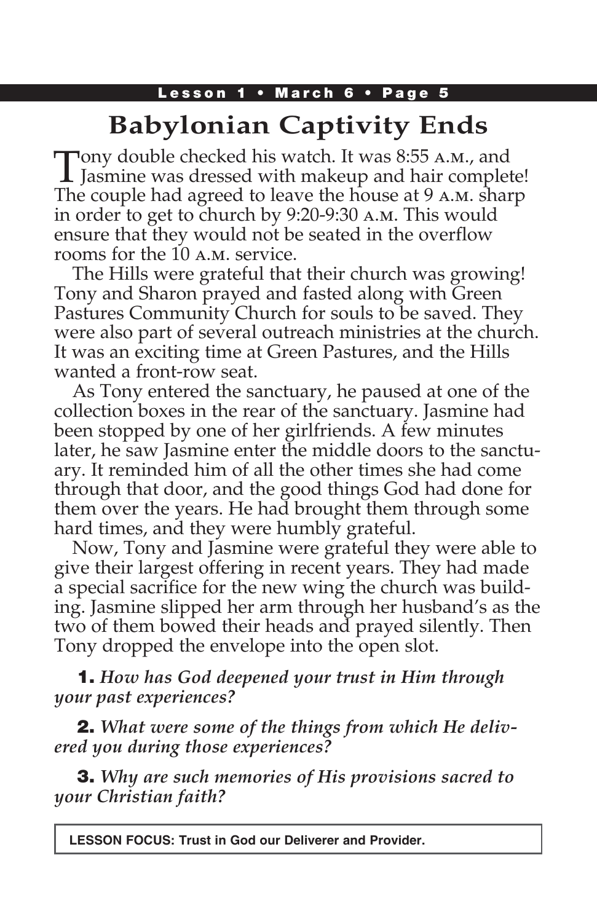# Babylonian Captivity Ends

Tony double checked his watch. It was 8:55 A.M., and Jasmine was dressed with makeup and hair complete! The couple had agreed to leave the house at 9 A.M. sharp in order to get to church by 9:20-9:30 A.M. This would ensure that they would not be seated in the overflow rooms for the 10 A.M. service.

The Hills were grateful that their church was growing! Tony and Sharon prayed and fasted along with Green Pastures Community Church for souls to be saved. They were also part of several outreach ministries at the church. It was an exciting time at Green Pastures, and the Hills wanted a front-row seat.

As Tony entered the sanctuary, he paused at one of the collection boxes in the rear of the sanctuary. Jasmine had been stopped by one of her girlfriends. A few minutes later, he saw Jasmine enter the middle doors to the sanctuary. It reminded him of all the other times she had come through that door, and the good things God had done for them over the years. He had brought them through some hard times, and they were humbly grateful.

Now, Tony and Jasmine were grateful they were able to give their largest offering in recent years. They had made a special sacrifice for the new wing the church was building. Jasmine slipped her arm through her husband's as the two of them bowed their heads and prayed silently. Then Tony dropped the envelope into the open slot.

**1.** *How has God deepened your trust in Him through your past experiences?*

**2.** *What were some of the things from which He delivered you during those experiences?*

**3.** *Why are such memories of His provisions sacred to your Christian faith?*

**LESSON FOCUS: Trust in God our Deliverer and Provider.**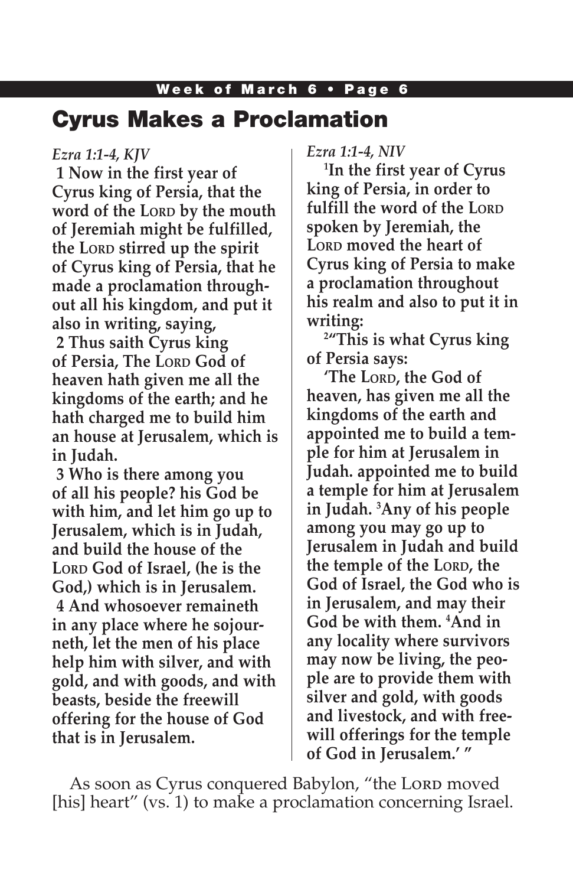# Cyrus Makes a Proclamation

*Ezra 1:1-4, KJV*

**1 Now in the first year of Cyrus king of Persia, that the word of the LORD by the mouth of Jeremiah might be fulfilled, the LORD stirred up the spirit of Cyrus king of Persia, that he made a proclamation throughout all his kingdom, and put it also in writing, saying,**

**2 Thus saith Cyrus king of Persia, The LORD God of heaven hath given me all the kingdoms of the earth; and he hath charged me to build him an house at Jerusalem, which is in Judah.**

**3 Who is there among you of all his people? his God be with him, and let him go up to Jerusalem, which is in Judah, and build the house of the LORD God of Israel, (he is the God,) which is in Jerusalem.**

**4 And whosoever remaineth in any place where he sojourneth, let the men of his place help him with silver, and with gold, and with goods, and with beasts, beside the freewill offering for the house of God that is in Jerusalem.**

*Ezra 1:1-4, NIV*

**[1]In the first year of Cyrus king of Persia, in order to fulfill the word of the LORD spoken by Jeremiah, the LORD moved the heart of Cyrus king of Persia to make a proclamation throughout his realm and also to put it in writing:**

**[2]"This is what Cyrus king of Persia says:**

**'The LORD, the God of heaven, has given me all the kingdoms of the earth and appointed me to build a temple for him at Jerusalem in Judah. appointed me to build a temple for him at Jerusalem in Judah. [3]Any of his people among you may go up to Jerusalem in Judah and build the temple of the LORD, the God of Israel, the God who is in Jerusalem, and may their God be with them. [4]And in any locality where survivors may now be living, the people are to provide them with silver and gold, with goods and livestock, and with freewill offerings for the temple of God in Jerusalem.' "**

As soon as Cyrus conquered Babylon, "the LORD moved [his] heart" (vs. 1) to make a proclamation concerning Israel.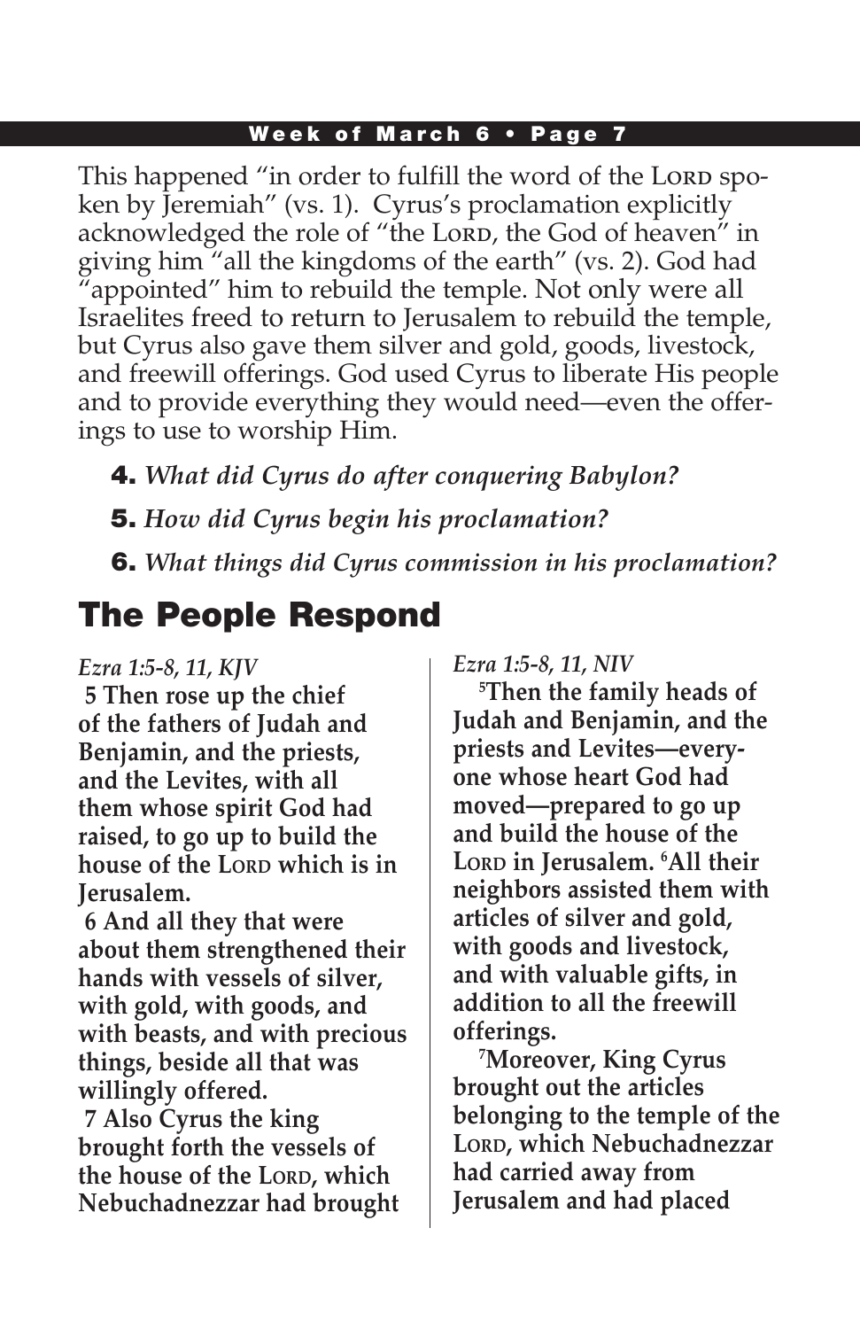This happened "in order to fulfill the word of the LORD spoken by Jeremiah" (vs. 1). Cyrus's proclamation explicitly acknowledged the role of "the LORD, the God of heaven" in giving him "all the kingdoms of the earth" (vs. 2). God had "appointed" him to rebuild the temple. Not only were all Israelites freed to return to Jerusalem to rebuild the temple, but Cyrus also gave them silver and gold, goods, livestock, and freewill offerings. God used Cyrus to liberate His people and to provide everything they would need—even the offerings to use to worship Him.

**4.** *What did Cyrus do after conquering Babylon?*

**5.** *How did Cyrus begin his proclamation?*

**6.** *What things did Cyrus commission in his proclamation?*

## The People Respond

*Ezra 1:5-8, 11, KJV*

**5 Then rose up the chief of the fathers of Judah and Benjamin, and the priests, and the Levites, with all them whose spirit God had raised, to go up to build the house of the LORD which is in Jerusalem.**

**6 And all they that were about them strengthened their hands with vessels of silver, with gold, with goods, and with beasts, and with precious things, beside all that was willingly offered.**

**7 Also Cyrus the king brought forth the vessels of the house of the LORD, which Nebuchadnezzar had brought**

*Ezra 1:5-8, 11, NIV*

**[5]Then the family heads of Judah and Benjamin, and the priests and Levites—everyone whose heart God had moved—prepared to go up and build the house of the LORD in Jerusalem. [6]All their neighbors assisted them with articles of silver and gold, with goods and livestock, and with valuable gifts, in addition to all the freewill offerings.**

**[7]Moreover, King Cyrus brought out the articles belonging to the temple of the LORD, which Nebuchadnezzar had carried away from Jerusalem and had placed**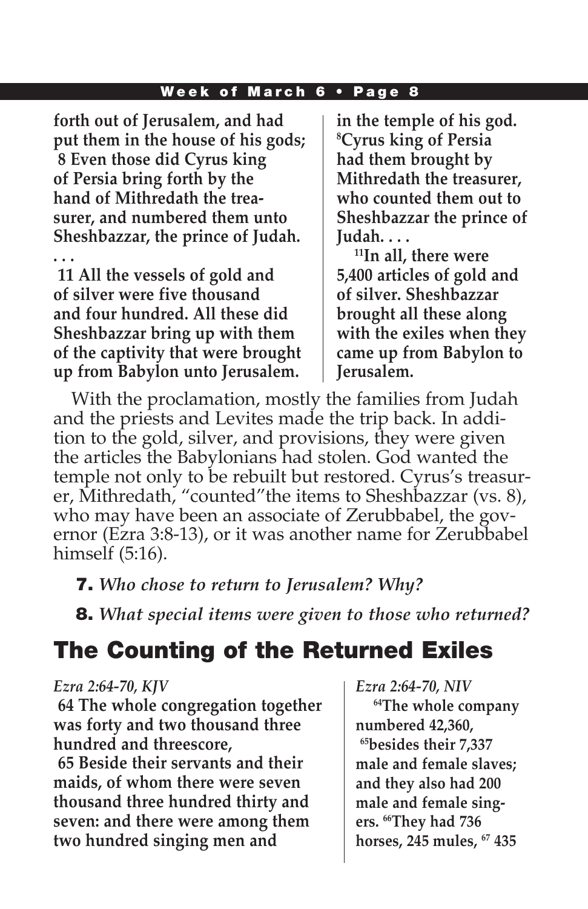**forth out of Jerusalem, and had put them in the house of his gods;**
**8 Even those did Cyrus king of Persia bring forth by the hand of Mithredath the treasurer, and numbered them unto Sheshbazzar, the prince of Judah. . . .**
**11 All the vessels of gold and of silver were five thousand and four hundred. All these did Sheshbazzar bring up with them of the captivity that were brought up from Babylon unto Jerusalem.**

**in the temple of his god. [8]Cyrus king of Persia had them brought by Mithredath the treasurer, who counted them out to Sheshbazzar the prince of Judah. . . .**
**[11]In all, there were 5,400 articles of gold and of silver. Sheshbazzar brought all these along with the exiles when they came up from Babylon to Jerusalem.**

With the proclamation, mostly the families from Judah and the priests and Levites made the trip back. In addition to the gold, silver, and provisions, they were given the articles the Babylonians had stolen. God wanted the temple not only to be rebuilt but restored. Cyrus's treasurer, Mithredath, "counted"the items to Sheshbazzar (vs. 8), who may have been an associate of Zerubbabel, the governor (Ezra 3:8-13), or it was another name for Zerubbabel himself (5:16).

**7.** *Who chose to return to Jerusalem? Why?*

**8.** *What special items were given to those who returned?*

## The Counting of the Returned Exiles

*Ezra 2:64-70, KJV*

**64 The whole congregation together was forty and two thousand three hundred and threescore,**
**65 Beside their servants and their maids, of whom there were seven thousand three hundred thirty and seven: and there were among them two hundred singing men and**

*Ezra 2:64-70, NIV*

**[64]The whole company numbered 42,360,**
**[65]besides their 7,337 male and female slaves; and they also had 200 male and female singers. [66]They had 736 horses, 245 mules, [67] 435**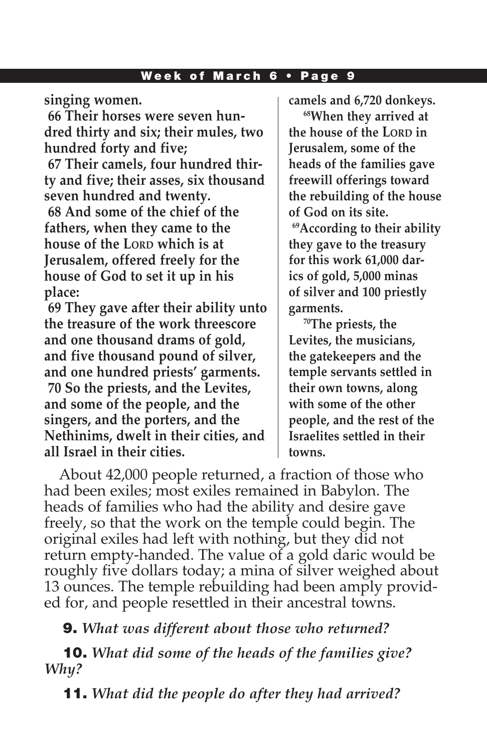**singing women.**

**66 Their horses were seven hundred thirty and six; their mules, two hundred forty and five;**

**67 Their camels, four hundred thirty and five; their asses, six thousand seven hundred and twenty.**

**68 And some of the chief of the fathers, when they came to the house of the LORD which is at Jerusalem, offered freely for the house of God to set it up in his place:**

**69 They gave after their ability unto the treasure of the work threescore and one thousand drams of gold, and five thousand pound of silver, and one hundred priests' garments.**

**70 So the priests, and the Levites, and some of the people, and the singers, and the porters, and the Nethinims, dwelt in their cities, and all Israel in their cities.**

**camels and 6,720 donkeys.**

**68When they arrived at the house of the LORD in Jerusalem, some of the heads of the families gave freewill offerings toward the rebuilding of the house of God on its site.**

**69According to their ability they gave to the treasury for this work 61,000 darics of gold, 5,000 minas of silver and 100 priestly garments.**

**70The priests, the Levites, the musicians, the gatekeepers and the temple servants settled in their own towns, along with some of the other people, and the rest of the Israelites settled in their towns.**

About 42,000 people returned, a fraction of those who had been exiles; most exiles remained in Babylon. The heads of families who had the ability and desire gave freely, so that the work on the temple could begin. The original exiles had left with nothing, but they did not return empty-handed. The value of a gold daric would be roughly five dollars today; a mina of silver weighed about 13 ounces. The temple rebuilding had been amply provided for, and people resettled in their ancestral towns.

**9.** *What was different about those who returned?*

**10.** *What did some of the heads of the families give? Why?*

**11.** *What did the people do after they had arrived?*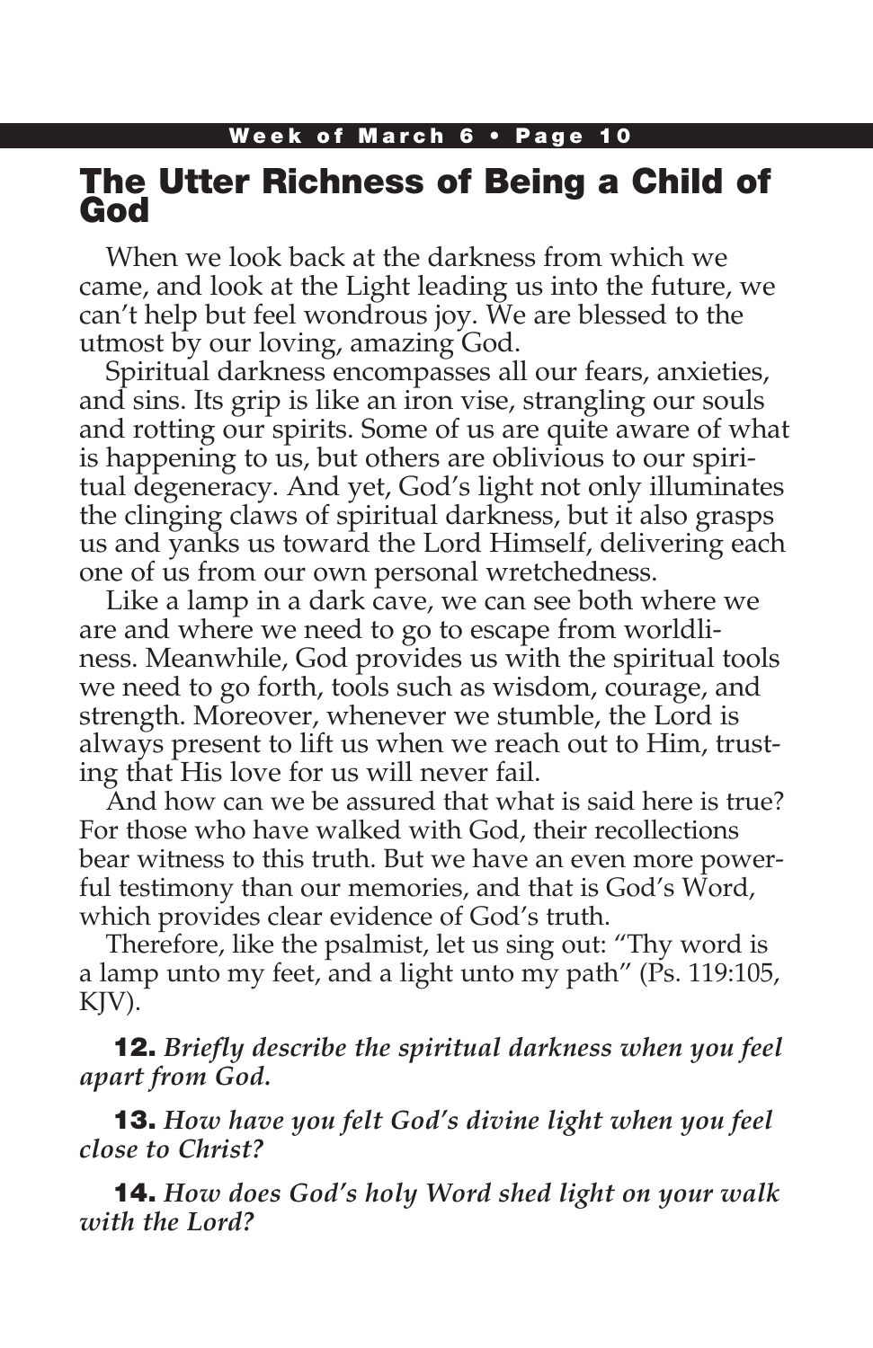# The Utter Richness of Being a Child of God

When we look back at the darkness from which we came, and look at the Light leading us into the future, we can't help but feel wondrous joy. We are blessed to the utmost by our loving, amazing God.

Spiritual darkness encompasses all our fears, anxieties, and sins. Its grip is like an iron vise, strangling our souls and rotting our spirits. Some of us are quite aware of what is happening to us, but others are oblivious to our spiritual degeneracy. And yet, God's light not only illuminates the clinging claws of spiritual darkness, but it also grasps us and yanks us toward the Lord Himself, delivering each one of us from our own personal wretchedness.

Like a lamp in a dark cave, we can see both where we are and where we need to go to escape from worldliness. Meanwhile, God provides us with the spiritual tools we need to go forth, tools such as wisdom, courage, and strength. Moreover, whenever we stumble, the Lord is always present to lift us when we reach out to Him, trusting that His love for us will never fail.

And how can we be assured that what is said here is true? For those who have walked with God, their recollections bear witness to this truth. But we have an even more powerful testimony than our memories, and that is God's Word, which provides clear evidence of God's truth.

Therefore, like the psalmist, let us sing out: "Thy word is a lamp unto my feet, and a light unto my path" (Ps. 119:105, KJV).

**12.** ***Briefly describe the spiritual darkness when you feel apart from God.***

**13.** ***How have you felt God's divine light when you feel close to Christ?***

**14.** ***How does God's holy Word shed light on your walk with the Lord?***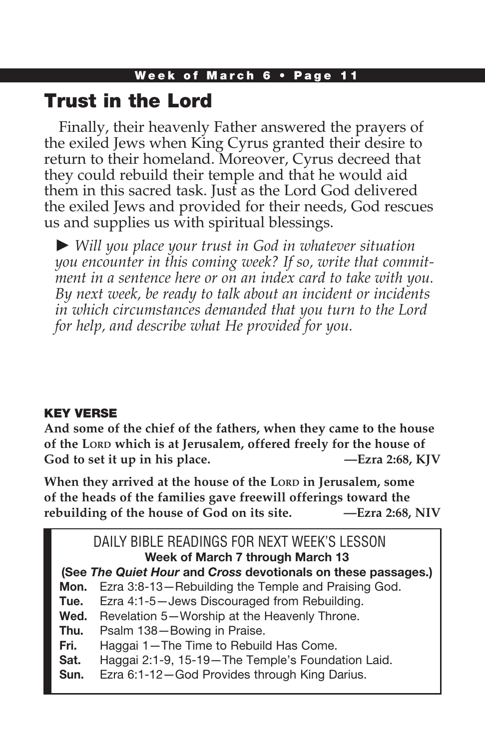## Trust in the Lord

Finally, their heavenly Father answered the prayers of the exiled Jews when King Cyrus granted their desire to return to their homeland. Moreover, Cyrus decreed that they could rebuild their temple and that he would aid them in this sacred task. Just as the Lord God delivered the exiled Jews and provided for their needs, God rescues us and supplies us with spiritual blessings.

► *Will you place your trust in God in whatever situation you encounter in this coming week? If so, write that commitment in a sentence here or on an index card to take with you. By next week, be ready to talk about an incident or incidents in which circumstances demanded that you turn to the Lord for help, and describe what He provided for you.*

**KEY VERSE**

**And some of the chief of the fathers, when they came to the house of the LORD which is at Jerusalem, offered freely for the house of God to set it up in his place. —Ezra 2:68, KJV**

**When they arrived at the house of the LORD in Jerusalem, some of the heads of the families gave freewill offerings toward the rebuilding of the house of God on its site. —Ezra 2:68, NIV**

DAILY BIBLE READINGS FOR NEXT WEEK'S LESSON

**Week of March 7 through March 13**

**(See *The Quiet Hour* and *Cross* devotionals on these passages.)**

- **Mon.** Ezra 3:8-13—Rebuilding the Temple and Praising God.
- **Tue.** Ezra 4:1-5—Jews Discouraged from Rebuilding.
- **Wed.** Revelation 5—Worship at the Heavenly Throne.
- **Thu.** Psalm 138—Bowing in Praise.
- **Fri.** Haggai 1—The Time to Rebuild Has Come.
- **Sat.** Haggai 2:1-9, 15-19—The Temple's Foundation Laid.
- **Sun.** Ezra 6:1-12—God Provides through King Darius.